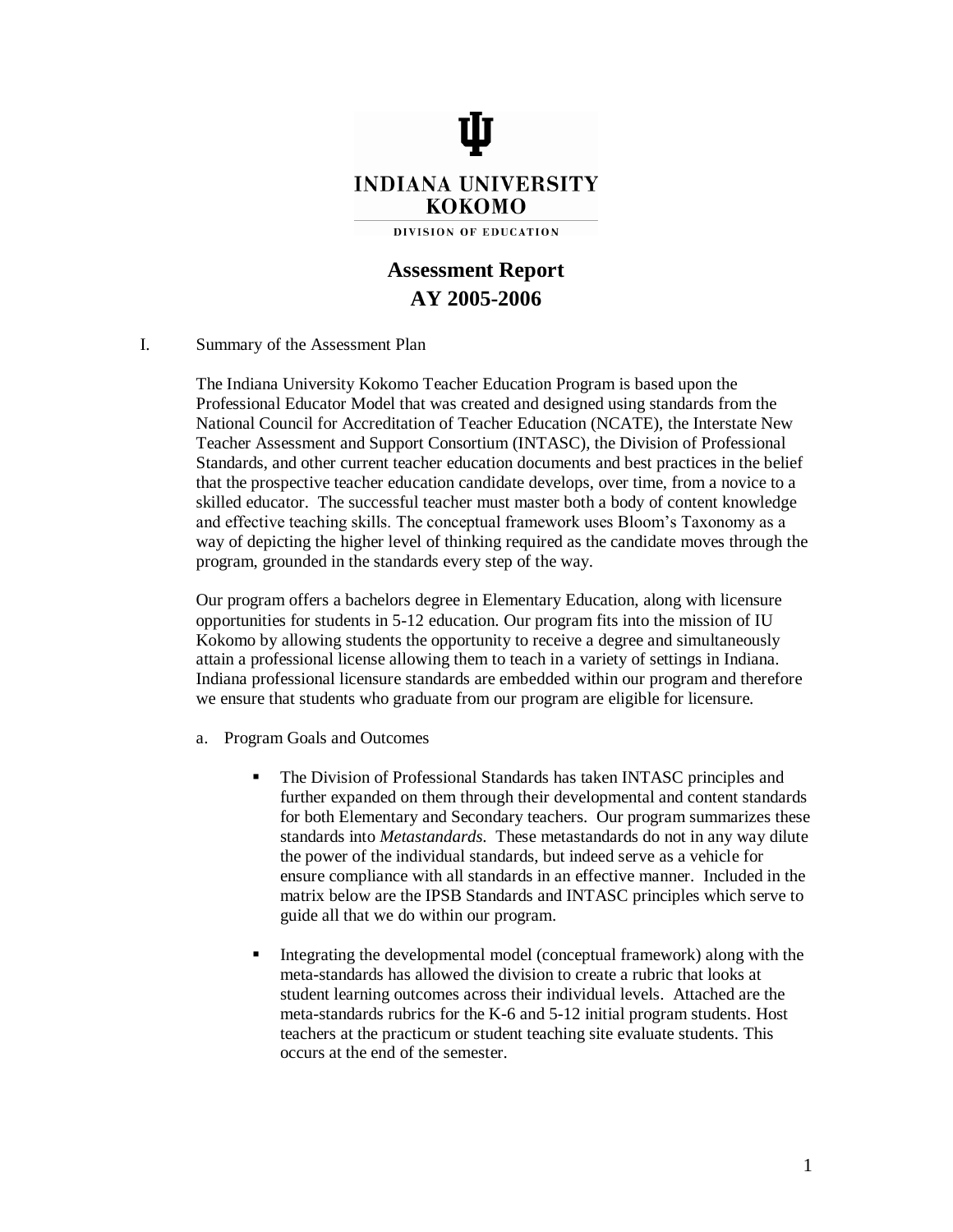INDIANA UNIVERSITY
KOKOMO

DIVISION OF EDUCATION

# Assessment Report
# AY 2005-2006

I. Summary of the Assessment Plan

The Indiana University Kokomo Teacher Education Program is based upon the Professional Educator Model that was created and designed using standards from the National Council for Accreditation of Teacher Education (NCATE), the Interstate New Teacher Assessment and Support Consortium (INTASC), the Division of Professional Standards, and other current teacher education documents and best practices in the belief that the prospective teacher education candidate develops, over time, from a novice to a skilled educator. The successful teacher must master both a body of content knowledge and effective teaching skills. The conceptual framework uses Bloom's Taxonomy as a way of depicting the higher level of thinking required as the candidate moves through the program, grounded in the standards every step of the way.

Our program offers a bachelors degree in Elementary Education, along with licensure opportunities for students in 5-12 education. Our program fits into the mission of IU Kokomo by allowing students the opportunity to receive a degree and simultaneously attain a professional license allowing them to teach in a variety of settings in Indiana. Indiana professional licensure standards are embedded within our program and therefore we ensure that students who graduate from our program are eligible for licensure.

a. Program Goals and Outcomes

- The Division of Professional Standards has taken INTASC principles and further expanded on them through their developmental and content standards for both Elementary and Secondary teachers. Our program summarizes these standards into *Metastandards.* These metastandards do not in any way dilute the power of the individual standards, but indeed serve as a vehicle for ensure compliance with all standards in an effective manner. Included in the matrix below are the IPSB Standards and INTASC principles which serve to guide all that we do within our program.

- Integrating the developmental model (conceptual framework) along with the meta-standards has allowed the division to create a rubric that looks at student learning outcomes across their individual levels. Attached are the meta-standards rubrics for the K-6 and 5-12 initial program students. Host teachers at the practicum or student teaching site evaluate students. This occurs at the end of the semester.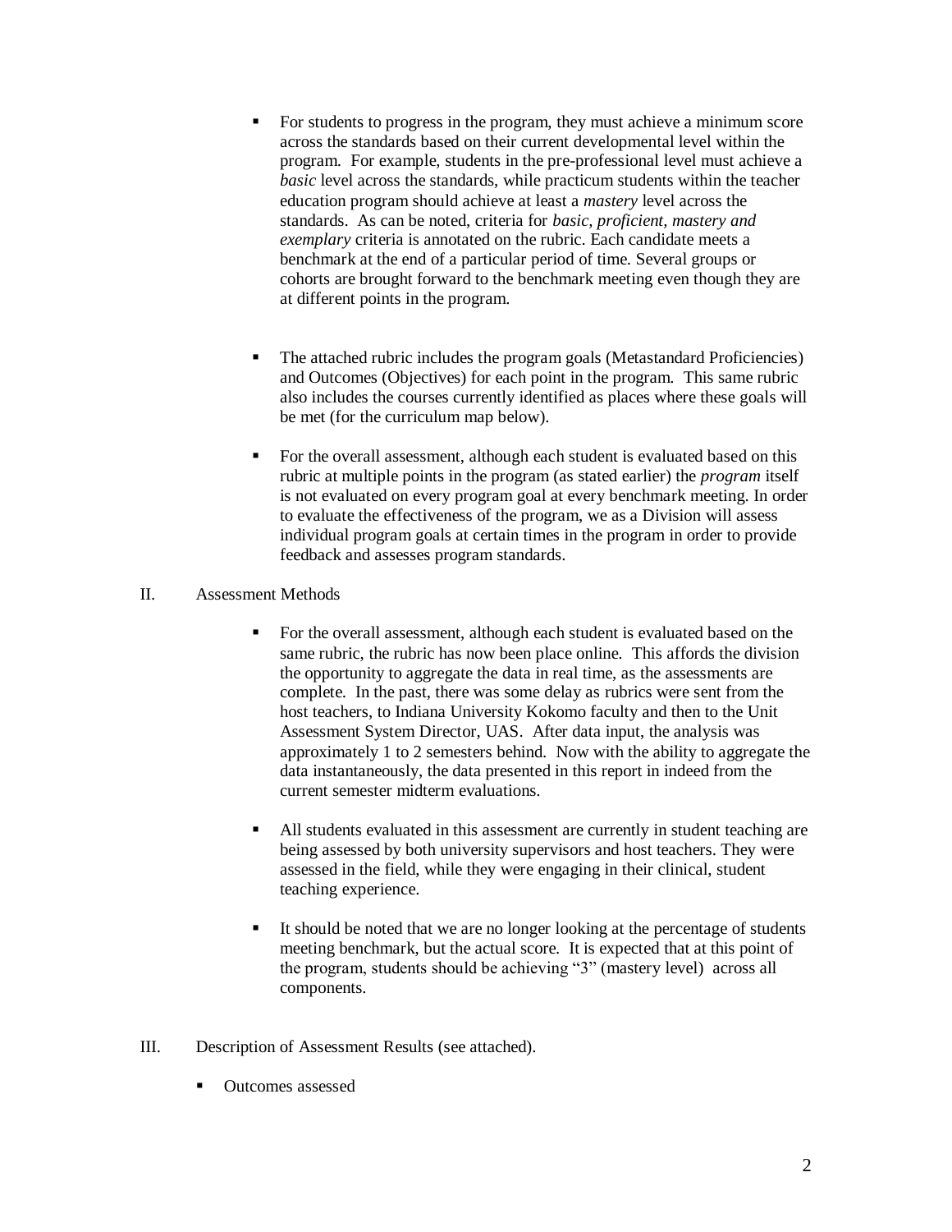- For students to progress in the program, they must achieve a minimum score across the standards based on their current developmental level within the program. For example, students in the pre-professional level must achieve a *basic* level across the standards, while practicum students within the teacher education program should achieve at least a *mastery* level across the standards. As can be noted, criteria for *basic, proficient, mastery and exemplary* criteria is annotated on the rubric. Each candidate meets a benchmark at the end of a particular period of time. Several groups or cohorts are brought forward to the benchmark meeting even though they are at different points in the program.

- The attached rubric includes the program goals (Metastandard Proficiencies) and Outcomes (Objectives) for each point in the program. This same rubric also includes the courses currently identified as places where these goals will be met (for the curriculum map below).

- For the overall assessment, although each student is evaluated based on this rubric at multiple points in the program (as stated earlier) the *program* itself is not evaluated on every program goal at every benchmark meeting. In order to evaluate the effectiveness of the program, we as a Division will assess individual program goals at certain times in the program in order to provide feedback and assesses program standards.

## II. Assessment Methods

- For the overall assessment, although each student is evaluated based on the same rubric, the rubric has now been place online. This affords the division the opportunity to aggregate the data in real time, as the assessments are complete. In the past, there was some delay as rubrics were sent from the host teachers, to Indiana University Kokomo faculty and then to the Unit Assessment System Director, UAS. After data input, the analysis was approximately 1 to 2 semesters behind. Now with the ability to aggregate the data instantaneously, the data presented in this report in indeed from the current semester midterm evaluations.

- All students evaluated in this assessment are currently in student teaching are being assessed by both university supervisors and host teachers. They were assessed in the field, while they were engaging in their clinical, student teaching experience.

- It should be noted that we are no longer looking at the percentage of students meeting benchmark, but the actual score. It is expected that at this point of the program, students should be achieving "3" (mastery level) across all components.

## III. Description of Assessment Results (see attached).

- Outcomes assessed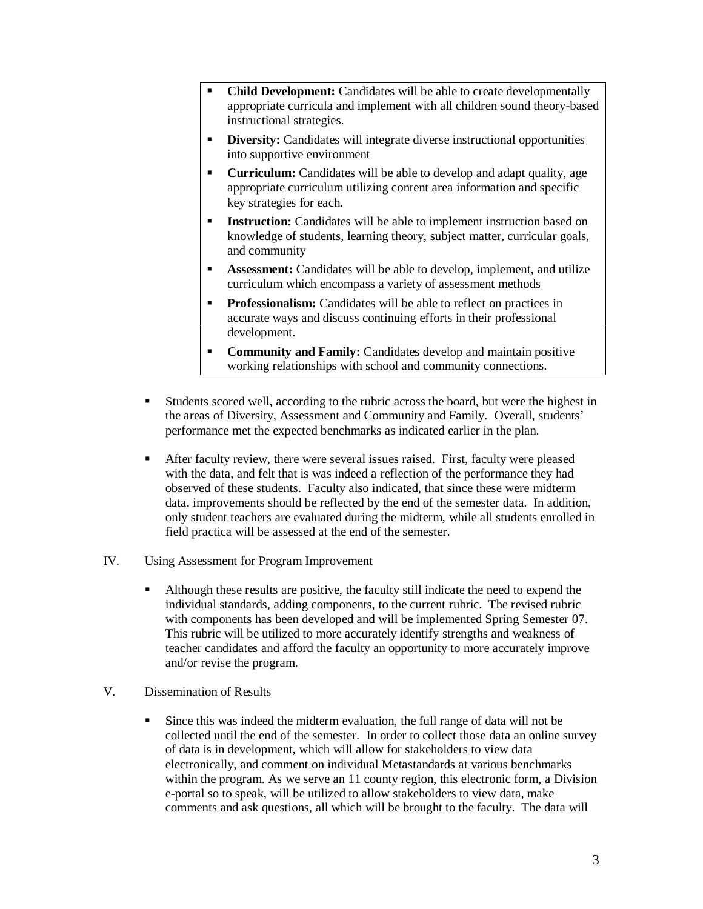- **Child Development:** Candidates will be able to create developmentally appropriate curricula and implement with all children sound theory-based instructional strategies.
- **Diversity:** Candidates will integrate diverse instructional opportunities into supportive environment
- **Curriculum:** Candidates will be able to develop and adapt quality, age appropriate curriculum utilizing content area information and specific key strategies for each.
- **Instruction:** Candidates will be able to implement instruction based on knowledge of students, learning theory, subject matter, curricular goals, and community
- **Assessment:** Candidates will be able to develop, implement, and utilize curriculum which encompass a variety of assessment methods
- **Professionalism:** Candidates will be able to reflect on practices in accurate ways and discuss continuing efforts in their professional development.
- **Community and Family:** Candidates develop and maintain positive working relationships with school and community connections.

- Students scored well, according to the rubric across the board, but were the highest in the areas of Diversity, Assessment and Community and Family. Overall, students' performance met the expected benchmarks as indicated earlier in the plan.

- After faculty review, there were several issues raised. First, faculty were pleased with the data, and felt that is was indeed a reflection of the performance they had observed of these students. Faculty also indicated, that since these were midterm data, improvements should be reflected by the end of the semester data. In addition, only student teachers are evaluated during the midterm, while all students enrolled in field practica will be assessed at the end of the semester.

IV. Using Assessment for Program Improvement

- Although these results are positive, the faculty still indicate the need to expend the individual standards, adding components, to the current rubric. The revised rubric with components has been developed and will be implemented Spring Semester 07. This rubric will be utilized to more accurately identify strengths and weakness of teacher candidates and afford the faculty an opportunity to more accurately improve and/or revise the program.

V. Dissemination of Results

- Since this was indeed the midterm evaluation, the full range of data will not be collected until the end of the semester. In order to collect those data an online survey of data is in development, which will allow for stakeholders to view data electronically, and comment on individual Metastandards at various benchmarks within the program. As we serve an 11 county region, this electronic form, a Division e-portal so to speak, will be utilized to allow stakeholders to view data, make comments and ask questions, all which will be brought to the faculty. The data will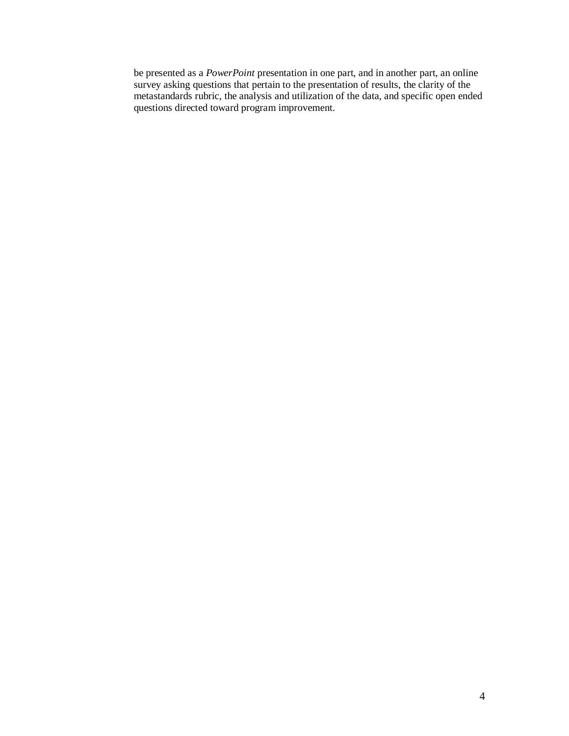be presented as a *PowerPoint* presentation in one part, and in another part, an online survey asking questions that pertain to the presentation of results, the clarity of the metastandards rubric, the analysis and utilization of the data, and specific open ended questions directed toward program improvement.